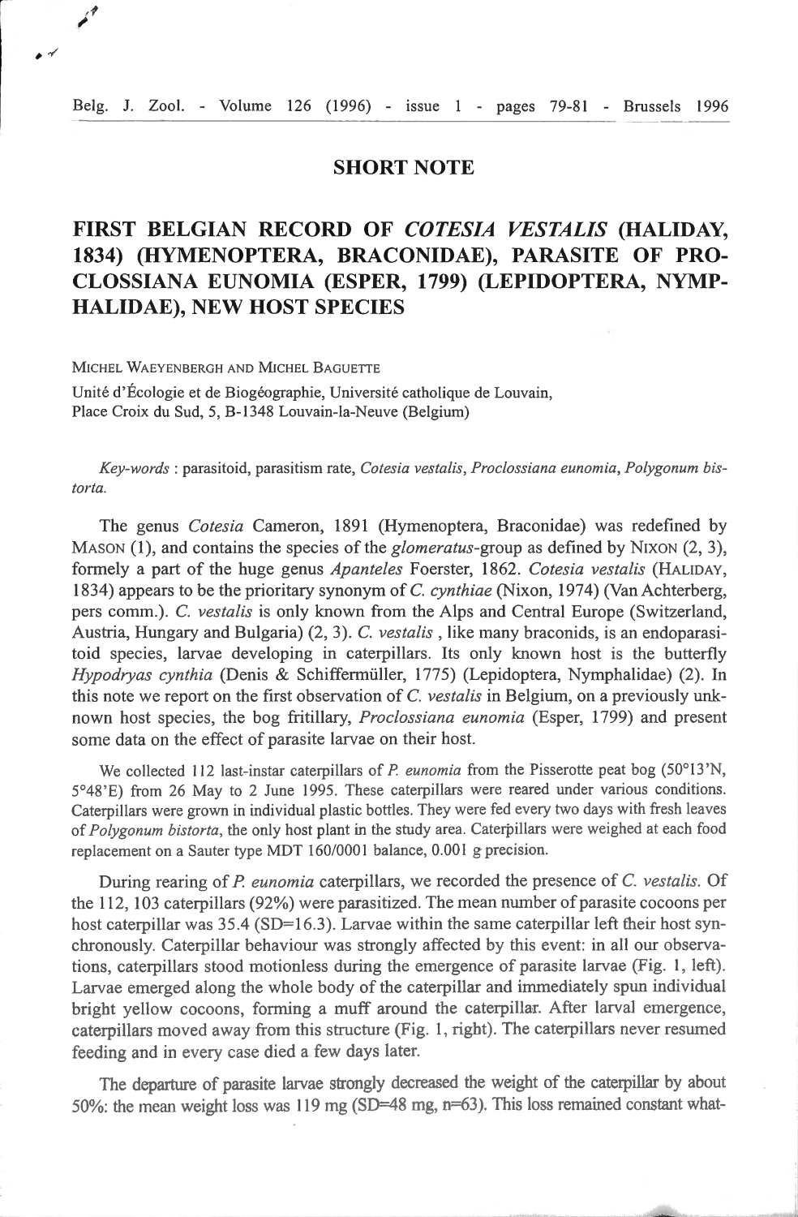## SHORT NOTE

# FIRST BELGIAN RECORD OF *COTESIA VESTALIS* (HALIDAY, 1834) (HYMENOPTERA, BRACONIDAE), PARASITE OF PROCLOSSIANA EUNOMIA (ESPER, 1799) (LEPIDOPTERA, NYMPHALIDAE), NEW HOST SPECIES

MICHEL WAEYENBERGH AND MICHEL BAGUETTE

Unité d'Écologie et de Biogéographie, Université catholique de Louvain, Place Croix du Sud, 5, B-1348 Louvain-la-Neuve (Belgium)

*Key-words* : parasitoid, parasitism rate, *Cotesia vestalis*, *Proclossiana eunomia*, *Polygonum bistorta.*

The genus *Cotesia* Cameron, 1891 (Hymenoptera, Braconidae) was redefined by MASON (1), and contains the species of the *glomeratus*-group as defined by NIXON (2, 3), formely a part of the huge genus *Apanteles* Foerster, 1862. *Cotesia vestalis* (HALIDAY, 1834) appears to be the prioritary synonym of *C. cynthiae* (Nixon, 1974) (Van Achterberg, pers comm.). *C. vestalis* is only known from the Alps and Central Europe (Switzerland, Austria, Hungary and Bulgaria) (2, 3). *C. vestalis* , like many braconids, is an endoparasitoid species, larvae developing in caterpillars. Its only known host is the butterfly *Hypodryas cynthia* (Denis & Schiffermüller, 1775) (Lepidoptera, Nymphalidae) (2). In this note we report on the first observation of *C. vestalis* in Belgium, on a previously unknown host species, the bog fritillary, *Proclossiana eunomia* (Esper, 1799) and present some data on the effect of parasite larvae on their host.

We collected 112 last-instar caterpillars of *P. eunomia* from the Pisserotte peat bog (50°13'N, 5°48'E) from 26 May to 2 June 1995. These caterpillars were reared under various conditions. Caterpillars were grown in individual plastic bottles. They were fed every two days with fresh leaves of *Polygonum bistorta*, the only host plant in the study area. Caterpillars were weighed at each food replacement on a Sauter type MDT 160/0001 balance, 0.001 g precision.

During rearing of *P. eunomia* caterpillars, we recorded the presence of *C. vestalis*. Of the 112, 103 caterpillars (92%) were parasitized. The mean number of parasite cocoons per host caterpillar was 35.4 (SD=16.3). Larvae within the same caterpillar left their host synchronously. Caterpillar behaviour was strongly affected by this event: in all our observations, caterpillars stood motionless during the emergence of parasite larvae (Fig. 1, left). Larvae emerged along the whole body of the caterpillar and immediately spun individual bright yellow cocoons, forming a muff around the caterpillar. After larval emergence, caterpillars moved away from this structure (Fig. 1, right). The caterpillars never resumed feeding and in every case died a few days later.

The departure of parasite larvae strongly decreased the weight of the caterpillar by about 50%: the mean weight loss was 119 mg (SD=48 mg, n=63). This loss remained constant what-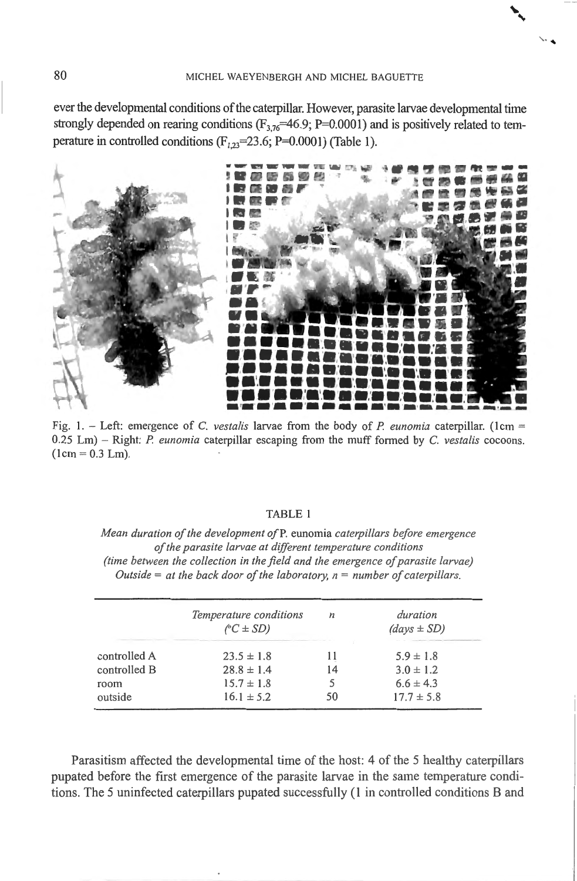ever the developmental conditions of the caterpillar. However, parasite larvae developmental time strongly depended on rearing conditions ($F_{3,76}$=46.9; P=0.0001) and is positively related to temperature in controlled conditions ($F_{1,23}$=23.6; P=0.0001) (Table 1).

Fig. 1. – Left: emergence of *C. vestalis* larvae from the body of *P. eunomia* caterpillar. (1cm = 0.25 Lm) – Right: *P. eunomia* caterpillar escaping from the muff formed by *C. vestalis* cocoons. (1cm = 0.3 Lm).

TABLE 1

*Mean duration of the development of* P. eunomia *caterpillars before emergence of the parasite larvae at different temperature conditions (time between the collection in the field and the emergence of parasite larvae) Outside = at the back door of the laboratory, n = number of caterpillars.*

| | *Temperature conditions (°C ± SD)* | *n* | *duration (days ± SD)* |
|---|---|---|---|
| controlled A | 23.5 ± 1.8 | 11 | 5.9 ± 1.8 |
| controlled B | 28.8 ± 1.4 | 14 | 3.0 ± 1.2 |
| room | 15.7 ± 1.8 | 5 | 6.6 ± 4.3 |
| outside | 16.1 ± 5.2 | 50 | 17.7 ± 5.8 |

Parasitism affected the developmental time of the host: 4 of the 5 healthy caterpillars pupated before the first emergence of the parasite larvae in the same temperature conditions. The 5 uninfected caterpillars pupated successfully (1 in controlled conditions B and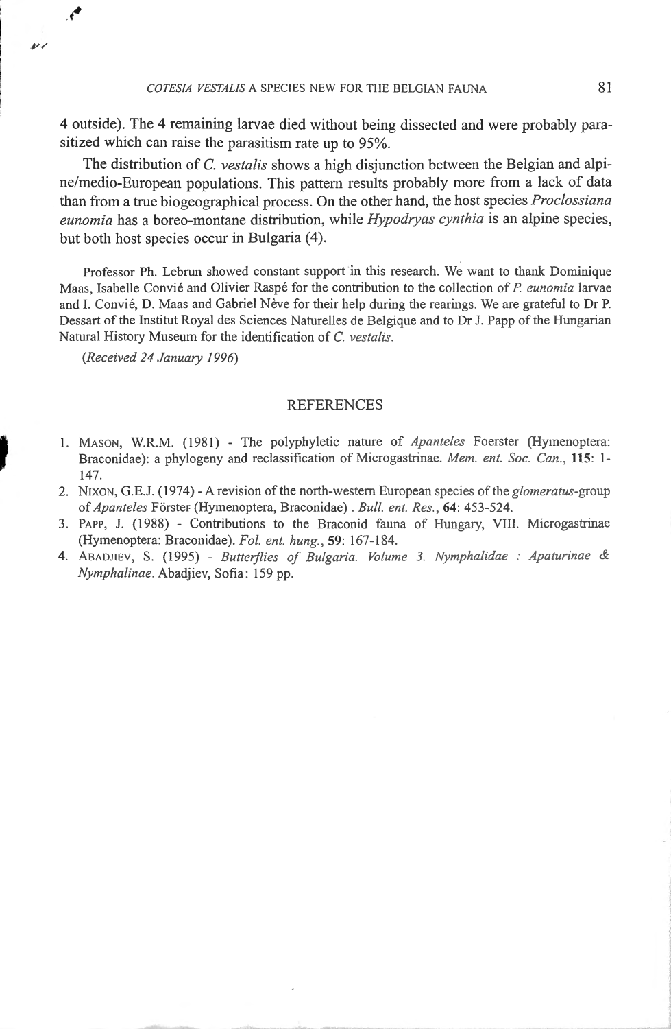4 outside). The 4 remaining larvae died without being dissected and were probably parasitized which can raise the parasitism rate up to 95%.

The distribution of *C. vestalis* shows a high disjunction between the Belgian and alpine/medio-European populations. This pattern results probably more from a lack of data than from a true biogeographical process. On the other hand, the host species *Proclossiana eunomia* has a boreo-montane distribution, while *Hypodryas cynthia* is an alpine species, but both host species occur in Bulgaria (4).

Professor Ph. Lebrun showed constant support in this research. We want to thank Dominique Maas, Isabelle Convié and Olivier Raspé for the contribution to the collection of *P. eunomia* larvae and I. Convié, D. Maas and Gabriel Nève for their help during the rearings. We are grateful to Dr P. Dessart of the Institut Royal des Sciences Naturelles de Belgique and to Dr J. Papp of the Hungarian Natural History Museum for the identification of *C. vestalis*.

*(Received 24 January 1996)*

## REFERENCES

1. Mason, W.R.M. (1981) - The polyphyletic nature of *Apanteles* Foerster (Hymenoptera: Braconidae): a phylogeny and reclassification of Microgastrinae. *Mem. ent. Soc. Can.*, **115**: 1-147.
2. Nixon, G.E.J. (1974) - A revision of the north-western European species of the *glomeratus*-group of *Apanteles* Förster (Hymenoptera, Braconidae) . *Bull. ent. Res.*, **64**: 453-524.
3. Papp, J. (1988) - Contributions to the Braconid fauna of Hungary, VIII. Microgastrinae (Hymenoptera: Braconidae). *Fol. ent. hung.*, **59**: 167-184.
4. Abadjiev, S. (1995) - *Butterflies of Bulgaria. Volume 3. Nymphalidae : Apaturinae & Nymphalinae*. Abadjiev, Sofia: 159 pp.